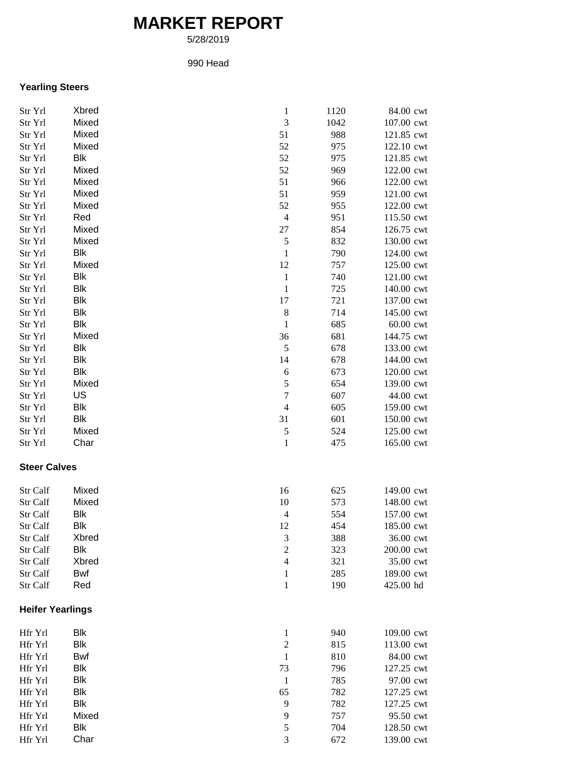# MARKET REPORT

5/28/2019

990 Head

### Yearling Steers

| | | | | |
|---|---|---|---|---|
| Str Yrl | Xbred | 1 | 1120 | 84.00 cwt |
| Str Yrl | Mixed | 3 | 1042 | 107.00 cwt |
| Str Yrl | Mixed | 51 | 988 | 121.85 cwt |
| Str Yrl | Mixed | 52 | 975 | 122.10 cwt |
| Str Yrl | Blk | 52 | 975 | 121.85 cwt |
| Str Yrl | Mixed | 52 | 969 | 122.00 cwt |
| Str Yrl | Mixed | 51 | 966 | 122.00 cwt |
| Str Yrl | Mixed | 51 | 959 | 121.00 cwt |
| Str Yrl | Mixed | 52 | 955 | 122.00 cwt |
| Str Yrl | Red | 4 | 951 | 115.50 cwt |
| Str Yrl | Mixed | 27 | 854 | 126.75 cwt |
| Str Yrl | Mixed | 5 | 832 | 130.00 cwt |
| Str Yrl | Blk | 1 | 790 | 124.00 cwt |
| Str Yrl | Mixed | 12 | 757 | 125.00 cwt |
| Str Yrl | Blk | 1 | 740 | 121.00 cwt |
| Str Yrl | Blk | 1 | 725 | 140.00 cwt |
| Str Yrl | Blk | 17 | 721 | 137.00 cwt |
| Str Yrl | Blk | 8 | 714 | 145.00 cwt |
| Str Yrl | Blk | 1 | 685 | 60.00 cwt |
| Str Yrl | Mixed | 36 | 681 | 144.75 cwt |
| Str Yrl | Blk | 5 | 678 | 133.00 cwt |
| Str Yrl | Blk | 14 | 678 | 144.00 cwt |
| Str Yrl | Blk | 6 | 673 | 120.00 cwt |
| Str Yrl | Mixed | 5 | 654 | 139.00 cwt |
| Str Yrl | US | 7 | 607 | 44.00 cwt |
| Str Yrl | Blk | 4 | 605 | 159.00 cwt |
| Str Yrl | Blk | 31 | 601 | 150.00 cwt |
| Str Yrl | Mixed | 5 | 524 | 125.00 cwt |
| Str Yrl | Char | 1 | 475 | 165.00 cwt |

### Steer Calves

| | | | | |
|---|---|---|---|---|
| Str Calf | Mixed | 16 | 625 | 149.00 cwt |
| Str Calf | Mixed | 10 | 573 | 148.00 cwt |
| Str Calf | Blk | 4 | 554 | 157.00 cwt |
| Str Calf | Blk | 12 | 454 | 185.00 cwt |
| Str Calf | Xbred | 3 | 388 | 36.00 cwt |
| Str Calf | Blk | 2 | 323 | 200.00 cwt |
| Str Calf | Xbred | 4 | 321 | 35.00 cwt |
| Str Calf | Bwf | 1 | 285 | 189.00 cwt |
| Str Calf | Red | 1 | 190 | 425.00 hd |

### Heifer Yearlings

| | | | | |
|---|---|---|---|---|
| Hfr Yrl | Blk | 1 | 940 | 109.00 cwt |
| Hfr Yrl | Blk | 2 | 815 | 113.00 cwt |
| Hfr Yrl | Bwf | 1 | 810 | 84.00 cwt |
| Hfr Yrl | Blk | 73 | 796 | 127.25 cwt |
| Hfr Yrl | Blk | 1 | 785 | 97.00 cwt |
| Hfr Yrl | Blk | 65 | 782 | 127.25 cwt |
| Hfr Yrl | Blk | 9 | 782 | 127.25 cwt |
| Hfr Yrl | Mixed | 9 | 757 | 95.50 cwt |
| Hfr Yrl | Blk | 5 | 704 | 128.50 cwt |
| Hfr Yrl | Char | 3 | 672 | 139.00 cwt |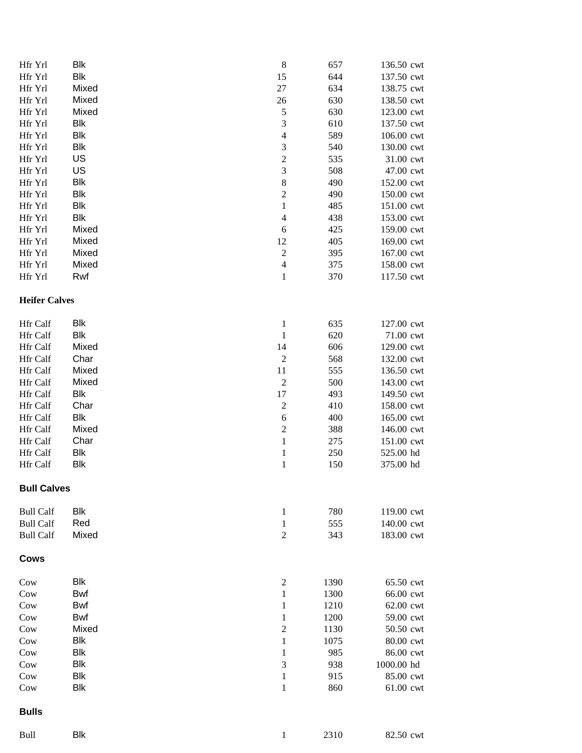| | | | | | |
|---|---|---|---|---|---|
| Hfr Yrl | Blk | 8 | 657 | 136.50 | cwt |
| Hfr Yrl | Blk | 15 | 644 | 137.50 | cwt |
| Hfr Yrl | Mixed | 27 | 634 | 138.75 | cwt |
| Hfr Yrl | Mixed | 26 | 630 | 138.50 | cwt |
| Hfr Yrl | Mixed | 5 | 630 | 123.00 | cwt |
| Hfr Yrl | Blk | 3 | 610 | 137.50 | cwt |
| Hfr Yrl | Blk | 4 | 589 | 106.00 | cwt |
| Hfr Yrl | Blk | 3 | 540 | 130.00 | cwt |
| Hfr Yrl | US | 2 | 535 | 31.00 | cwt |
| Hfr Yrl | US | 3 | 508 | 47.00 | cwt |
| Hfr Yrl | Blk | 8 | 490 | 152.00 | cwt |
| Hfr Yrl | Blk | 2 | 490 | 150.00 | cwt |
| Hfr Yrl | Blk | 1 | 485 | 151.00 | cwt |
| Hfr Yrl | Blk | 4 | 438 | 153.00 | cwt |
| Hfr Yrl | Mixed | 6 | 425 | 159.00 | cwt |
| Hfr Yrl | Mixed | 12 | 405 | 169.00 | cwt |
| Hfr Yrl | Mixed | 2 | 395 | 167.00 | cwt |
| Hfr Yrl | Mixed | 4 | 375 | 158.00 | cwt |
| Hfr Yrl | Rwf | 1 | 370 | 117.50 | cwt |

**Heifer Calves**

| | | | | | |
|---|---|---|---|---|---|
| Hfr Calf | Blk | 1 | 635 | 127.00 | cwt |
| Hfr Calf | Blk | 1 | 620 | 71.00 | cwt |
| Hfr Calf | Mixed | 14 | 606 | 129.00 | cwt |
| Hfr Calf | Char | 2 | 568 | 132.00 | cwt |
| Hfr Calf | Mixed | 11 | 555 | 136.50 | cwt |
| Hfr Calf | Mixed | 2 | 500 | 143.00 | cwt |
| Hfr Calf | Blk | 17 | 493 | 149.50 | cwt |
| Hfr Calf | Char | 2 | 410 | 158.00 | cwt |
| Hfr Calf | Blk | 6 | 400 | 165.00 | cwt |
| Hfr Calf | Mixed | 2 | 388 | 146.00 | cwt |
| Hfr Calf | Char | 1 | 275 | 151.00 | cwt |
| Hfr Calf | Blk | 1 | 250 | 525.00 | hd |
| Hfr Calf | Blk | 1 | 150 | 375.00 | hd |

**Bull Calves**

| | | | | | |
|---|---|---|---|---|---|
| Bull Calf | Blk | 1 | 780 | 119.00 | cwt |
| Bull Calf | Red | 1 | 555 | 140.00 | cwt |
| Bull Calf | Mixed | 2 | 343 | 183.00 | cwt |

**Cows**

| | | | | | |
|---|---|---|---|---|---|
| Cow | Blk | 2 | 1390 | 65.50 | cwt |
| Cow | Bwf | 1 | 1300 | 66.00 | cwt |
| Cow | Bwf | 1 | 1210 | 62.00 | cwt |
| Cow | Bwf | 1 | 1200 | 59.00 | cwt |
| Cow | Mixed | 2 | 1130 | 50.50 | cwt |
| Cow | Blk | 1 | 1075 | 80.00 | cwt |
| Cow | Blk | 1 | 985 | 86.00 | cwt |
| Cow | Blk | 3 | 938 | 1000.00 | hd |
| Cow | Blk | 1 | 915 | 85.00 | cwt |
| Cow | Blk | 1 | 860 | 61.00 | cwt |

**Bulls**

| | | | | | |
|---|---|---|---|---|---|
| Bull | Blk | 1 | 2310 | 82.50 | cwt |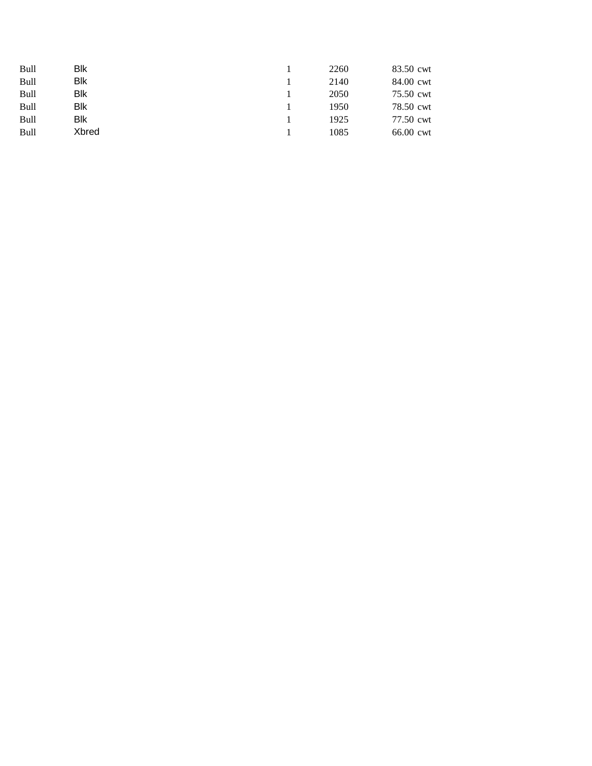| | | | | | |
|---|---|---|---|---|---|
| Bull | Blk | 1 | 2260 | 83.50 | cwt |
| Bull | Blk | 1 | 2140 | 84.00 | cwt |
| Bull | Blk | 1 | 2050 | 75.50 | cwt |
| Bull | Blk | 1 | 1950 | 78.50 | cwt |
| Bull | Blk | 1 | 1925 | 77.50 | cwt |
| Bull | Xbred | 1 | 1085 | 66.00 | cwt |